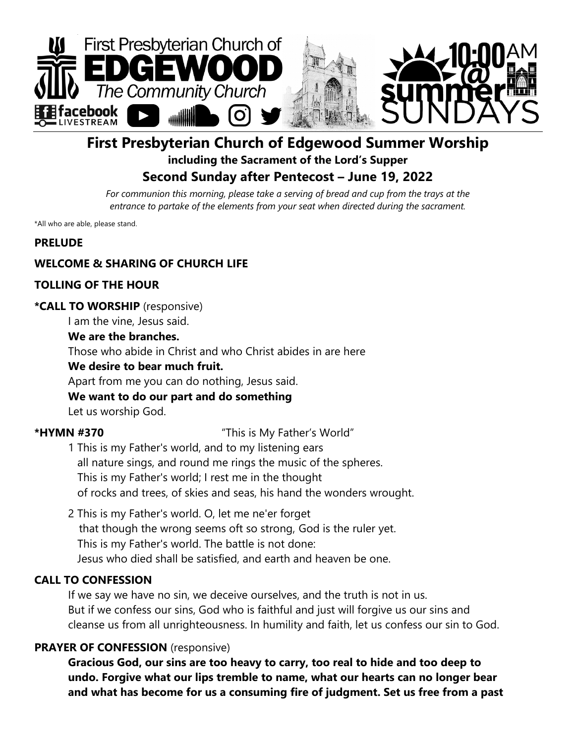# First Presbyterian Church of Edgewood Summer Worship

**including the Sacrament of the Lord's Supper**

## Second Sunday after Pentecost – June 19, 2022

*For communion this morning, please take a serving of bread and cup from the trays at the entrance to partake of the elements from your seat when directed during the sacrament.*

*All who are able, please stand.

**PRELUDE**

**WELCOME & SHARING OF CHURCH LIFE**

**TOLLING OF THE HOUR**

***CALL TO WORSHIP** (responsive)

I am the vine, Jesus said.

**We are the branches.**

Those who abide in Christ and who Christ abides in are here

**We desire to bear much fruit.**

Apart from me you can do nothing, Jesus said.

**We want to do our part and do something**

Let us worship God.

***HYMN #370** "This is My Father's World"

1 This is my Father's world, and to my listening ears
all nature sings, and round me rings the music of the spheres.
This is my Father's world; I rest me in the thought
of rocks and trees, of skies and seas, his hand the wonders wrought.

2 This is my Father's world. O, let me ne'er forget
that though the wrong seems oft so strong, God is the ruler yet.
This is my Father's world. The battle is not done:
Jesus who died shall be satisfied, and earth and heaven be one.

**CALL TO CONFESSION**

If we say we have no sin, we deceive ourselves, and the truth is not in us.
But if we confess our sins, God who is faithful and just will forgive us our sins and cleanse us from all unrighteousness. In humility and faith, let us confess our sin to God.

**PRAYER OF CONFESSION** (responsive)

**Gracious God, our sins are too heavy to carry, too real to hide and too deep to undo. Forgive what our lips tremble to name, what our hearts can no longer bear and what has become for us a consuming fire of judgment. Set us free from a past**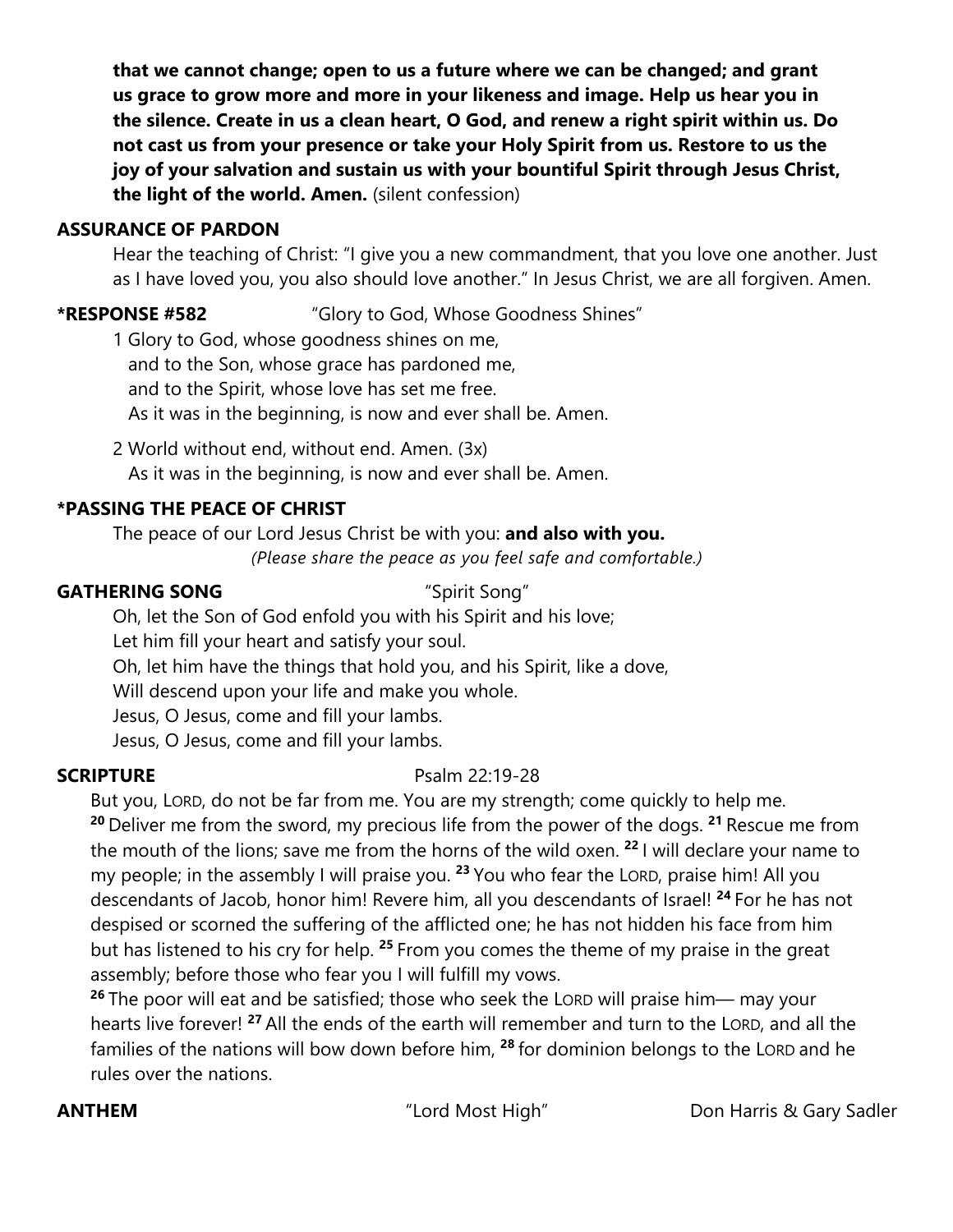**that we cannot change; open to us a future where we can be changed; and grant us grace to grow more and more in your likeness and image. Help us hear you in the silence. Create in us a clean heart, O God, and renew a right spirit within us. Do not cast us from your presence or take your Holy Spirit from us. Restore to us the joy of your salvation and sustain us with your bountiful Spirit through Jesus Christ, the light of the world. Amen.** (silent confession)

**ASSURANCE OF PARDON**

Hear the teaching of Christ: "I give you a new commandment, that you love one another. Just as I have loved you, you also should love another." In Jesus Christ, we are all forgiven. Amen.

**\*RESPONSE #582** "Glory to God, Whose Goodness Shines"

1 Glory to God, whose goodness shines on me,
and to the Son, whose grace has pardoned me,
and to the Spirit, whose love has set me free.
As it was in the beginning, is now and ever shall be. Amen.

2 World without end, without end. Amen. (3x)
As it was in the beginning, is now and ever shall be. Amen.

**\*PASSING THE PEACE OF CHRIST**

The peace of our Lord Jesus Christ be with you: **and also with you.**

*(Please share the peace as you feel safe and comfortable.)*

**GATHERING SONG** "Spirit Song"

Oh, let the Son of God enfold you with his Spirit and his love;
Let him fill your heart and satisfy your soul.
Oh, let him have the things that hold you, and his Spirit, like a dove,
Will descend upon your life and make you whole.
Jesus, O Jesus, come and fill your lambs.
Jesus, O Jesus, come and fill your lambs.

**SCRIPTURE** Psalm 22:19-28

But you, LORD, do not be far from me. You are my strength; come quickly to help me. [20] Deliver me from the sword, my precious life from the power of the dogs. [21] Rescue me from the mouth of the lions; save me from the horns of the wild oxen. [22] I will declare your name to my people; in the assembly I will praise you. [23] You who fear the LORD, praise him! All you descendants of Jacob, honor him! Revere him, all you descendants of Israel! [24] For he has not despised or scorned the suffering of the afflicted one; he has not hidden his face from him but has listened to his cry for help. [25] From you comes the theme of my praise in the great assembly; before those who fear you I will fulfill my vows.

[26] The poor will eat and be satisfied; those who seek the LORD will praise him— may your hearts live forever! [27] All the ends of the earth will remember and turn to the LORD, and all the families of the nations will bow down before him, [28] for dominion belongs to the LORD and he rules over the nations.

**ANTHEM** "Lord Most High" Don Harris & Gary Sadler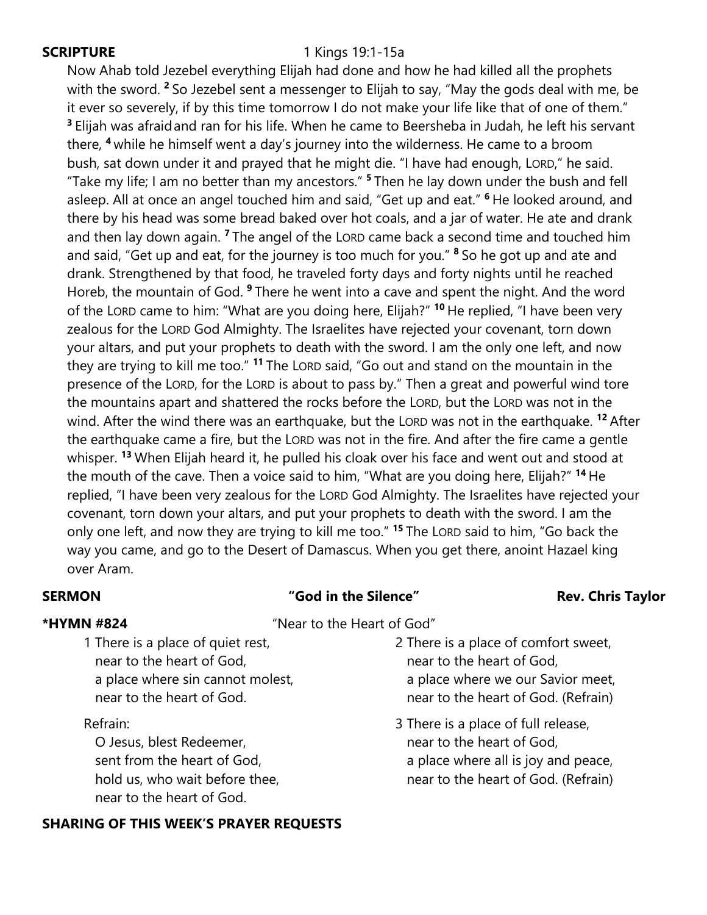**SCRIPTURE** 1 Kings 19:1-15a

Now Ahab told Jezebel everything Elijah had done and how he had killed all the prophets with the sword. [2] So Jezebel sent a messenger to Elijah to say, "May the gods deal with me, be it ever so severely, if by this time tomorrow I do not make your life like that of one of them." [3] Elijah was afraid and ran for his life. When he came to Beersheba in Judah, he left his servant there, [4] while he himself went a day's journey into the wilderness. He came to a broom bush, sat down under it and prayed that he might die. "I have had enough, LORD," he said. "Take my life; I am no better than my ancestors." [5] Then he lay down under the bush and fell asleep. All at once an angel touched him and said, "Get up and eat." [6] He looked around, and there by his head was some bread baked over hot coals, and a jar of water. He ate and drank and then lay down again. [7] The angel of the LORD came back a second time and touched him and said, "Get up and eat, for the journey is too much for you." [8] So he got up and ate and drank. Strengthened by that food, he traveled forty days and forty nights until he reached Horeb, the mountain of God. [9] There he went into a cave and spent the night. And the word of the LORD came to him: "What are you doing here, Elijah?" [10] He replied, "I have been very zealous for the LORD God Almighty. The Israelites have rejected your covenant, torn down your altars, and put your prophets to death with the sword. I am the only one left, and now they are trying to kill me too." [11] The LORD said, "Go out and stand on the mountain in the presence of the LORD, for the LORD is about to pass by." Then a great and powerful wind tore the mountains apart and shattered the rocks before the LORD, but the LORD was not in the wind. After the wind there was an earthquake, but the LORD was not in the earthquake. [12] After the earthquake came a fire, but the LORD was not in the fire. And after the fire came a gentle whisper. [13] When Elijah heard it, he pulled his cloak over his face and went out and stood at the mouth of the cave. Then a voice said to him, "What are you doing here, Elijah?" [14] He replied, "I have been very zealous for the LORD God Almighty. The Israelites have rejected your covenant, torn down your altars, and put your prophets to death with the sword. I am the only one left, and now they are trying to kill me too." [15] The LORD said to him, "Go back the way you came, and go to the Desert of Damascus. When you get there, anoint Hazael king over Aram.

**SERMON** **"God in the Silence"** **Rev. Chris Taylor**

**\*HYMN #824** "Near to the Heart of God"

1 There is a place of quiet rest,
near to the heart of God,
a place where sin cannot molest,
near to the heart of God.

Refrain:
O Jesus, blest Redeemer,
sent from the heart of God,
hold us, who wait before thee,
near to the heart of God.

2 There is a place of comfort sweet,
near to the heart of God,
a place where we our Savior meet,
near to the heart of God. (Refrain)

3 There is a place of full release,
near to the heart of God,
a place where all is joy and peace,
near to the heart of God. (Refrain)

**SHARING OF THIS WEEK'S PRAYER REQUESTS**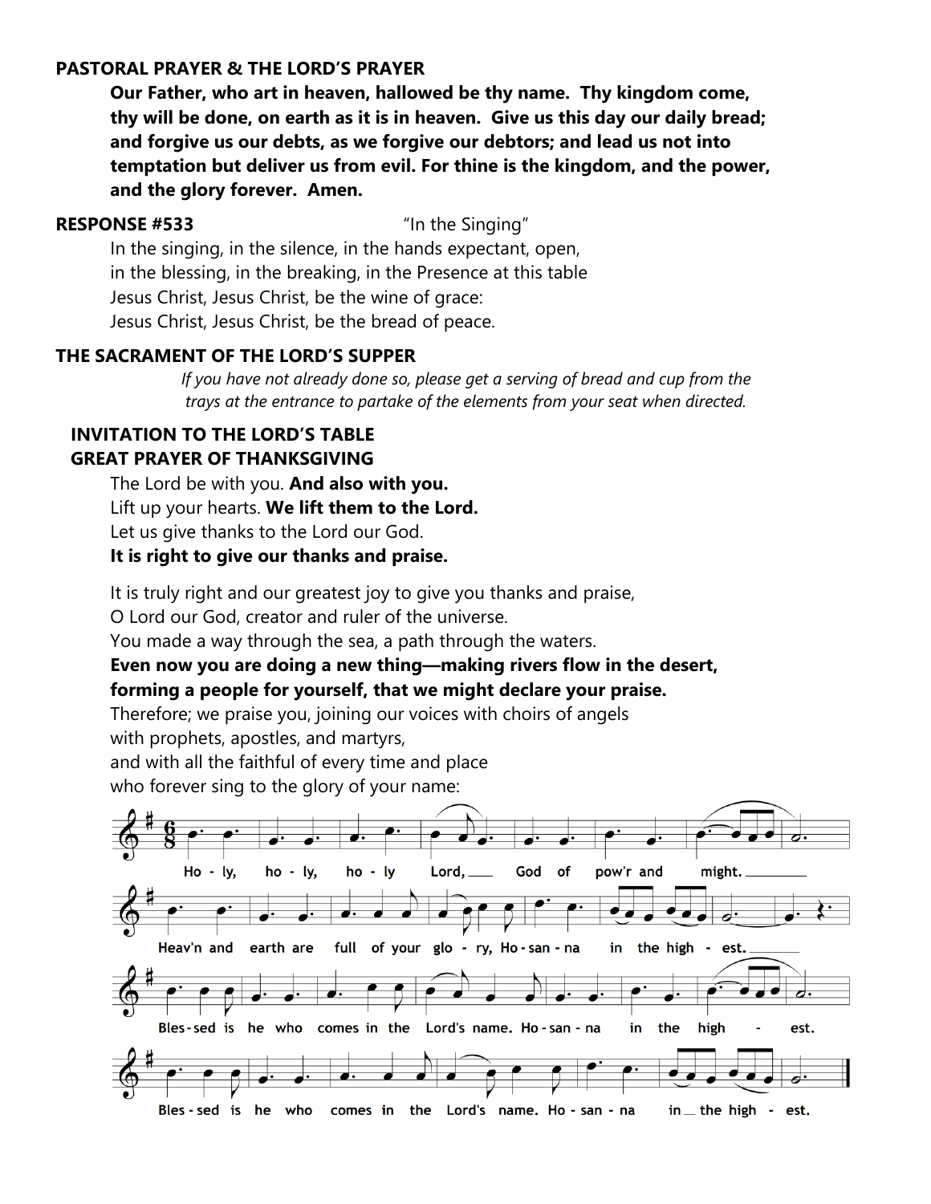**PASTORAL PRAYER & THE LORD'S PRAYER**

**Our Father, who art in heaven, hallowed be thy name. Thy kingdom come, thy will be done, on earth as it is in heaven. Give us this day our daily bread; and forgive us our debts, as we forgive our debtors; and lead us not into temptation but deliver us from evil. For thine is the kingdom, and the power, and the glory forever. Amen.**

**RESPONSE #533** "In the Singing"

In the singing, in the silence, in the hands expectant, open,
in the blessing, in the breaking, in the Presence at this table
Jesus Christ, Jesus Christ, be the wine of grace:
Jesus Christ, Jesus Christ, be the bread of peace.

**THE SACRAMENT OF THE LORD'S SUPPER**

*If you have not already done so, please get a serving of bread and cup from the trays at the entrance to partake of the elements from your seat when directed.*

**INVITATION TO THE LORD'S TABLE**

**GREAT PRAYER OF THANKSGIVING**

The Lord be with you. **And also with you.**
Lift up your hearts. **We lift them to the Lord.**
Let us give thanks to the Lord our God.
**It is right to give our thanks and praise.**

It is truly right and our greatest joy to give you thanks and praise,
O Lord our God, creator and ruler of the universe.
You made a way through the sea, a path through the waters.
**Even now you are doing a new thing—making rivers flow in the desert, forming a people for yourself, that we might declare your praise.**
Therefore; we praise you, joining our voices with choirs of angels
with prophets, apostles, and martyrs,
and with all the faithful of every time and place
who forever sing to the glory of your name:

Holy, holy, holy Lord, God of pow'r and might.
Heav'n and earth are full of your glory, Hosanna in the highest.
Blessed is he who comes in the Lord's name. Hosanna in the highest.
Blessed is he who comes in the Lord's name. Hosanna in the highest.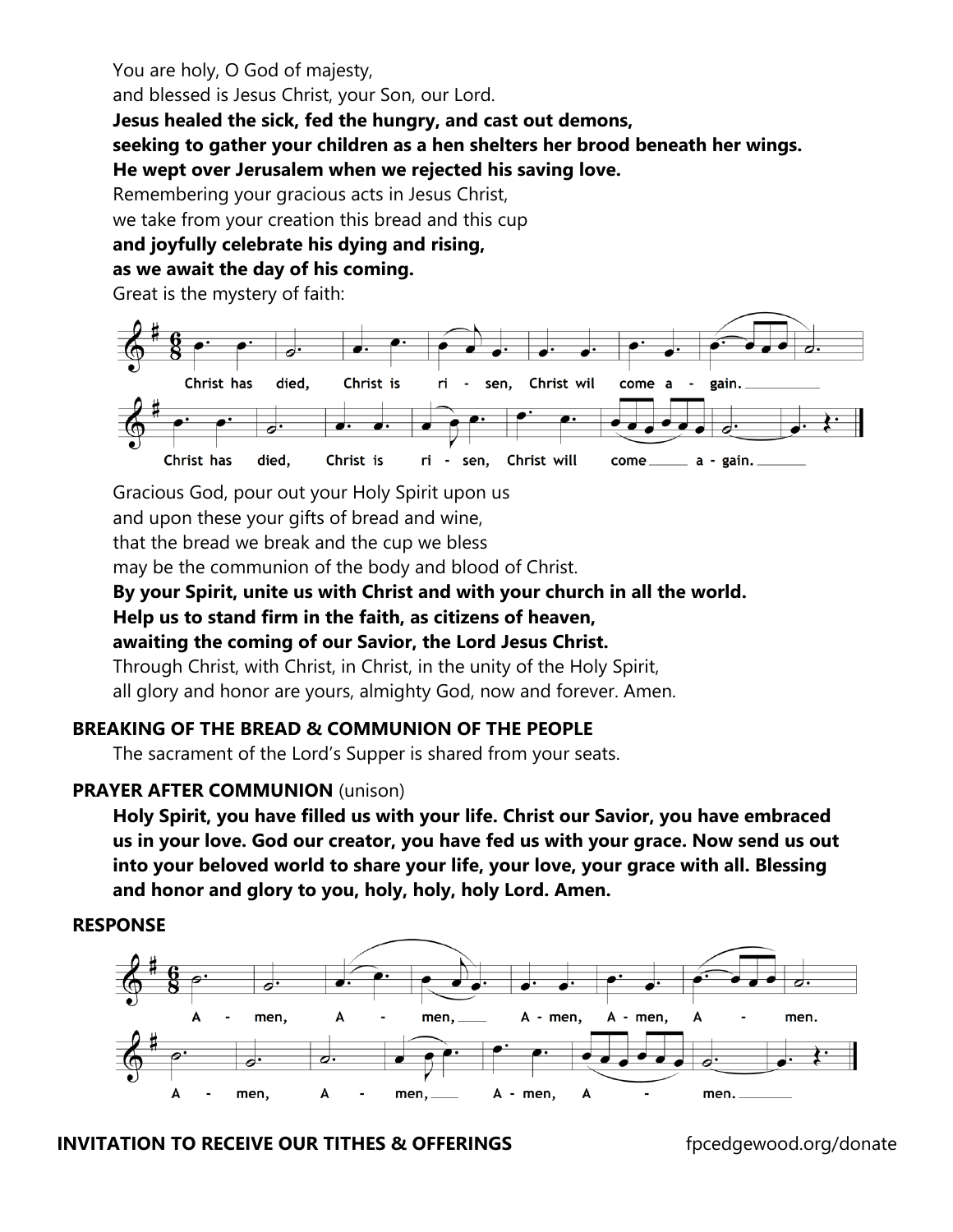You are holy, O God of majesty,
and blessed is Jesus Christ, your Son, our Lord.
**Jesus healed the sick, fed the hungry, and cast out demons,**
**seeking to gather your children as a hen shelters her brood beneath her wings.**
**He wept over Jerusalem when we rejected his saving love.**
Remembering your gracious acts in Jesus Christ,
we take from your creation this bread and this cup
**and joyfully celebrate his dying and rising,**
**as we await the day of his coming.**
Great is the mystery of faith:

Christ has died, Christ is ri - sen, Christ wil come a - gain.

Christ has died, Christ is ri - sen, Christ will come a - gain.

Gracious God, pour out your Holy Spirit upon us
and upon these your gifts of bread and wine,
that the bread we break and the cup we bless
may be the communion of the body and blood of Christ.
**By your Spirit, unite us with Christ and with your church in all the world.**
**Help us to stand firm in the faith, as citizens of heaven,**
**awaiting the coming of our Savior, the Lord Jesus Christ.**
Through Christ, with Christ, in Christ, in the unity of the Holy Spirit,
all glory and honor are yours, almighty God, now and forever. Amen.

**BREAKING OF THE BREAD & COMMUNION OF THE PEOPLE**

The sacrament of the Lord's Supper is shared from your seats.

**PRAYER AFTER COMMUNION** (unison)

**Holy Spirit, you have filled us with your life. Christ our Savior, you have embraced us in your love. God our creator, you have fed us with your grace. Now send us out into your beloved world to share your life, your love, your grace with all. Blessing and honor and glory to you, holy, holy, holy Lord. Amen.**

**RESPONSE**

A - men, A - men, A - men, A - men, A - men.

A - men, A - men, A - men, A - men.

**INVITATION TO RECEIVE OUR TITHES & OFFERINGS** fpcedgewood.org/donate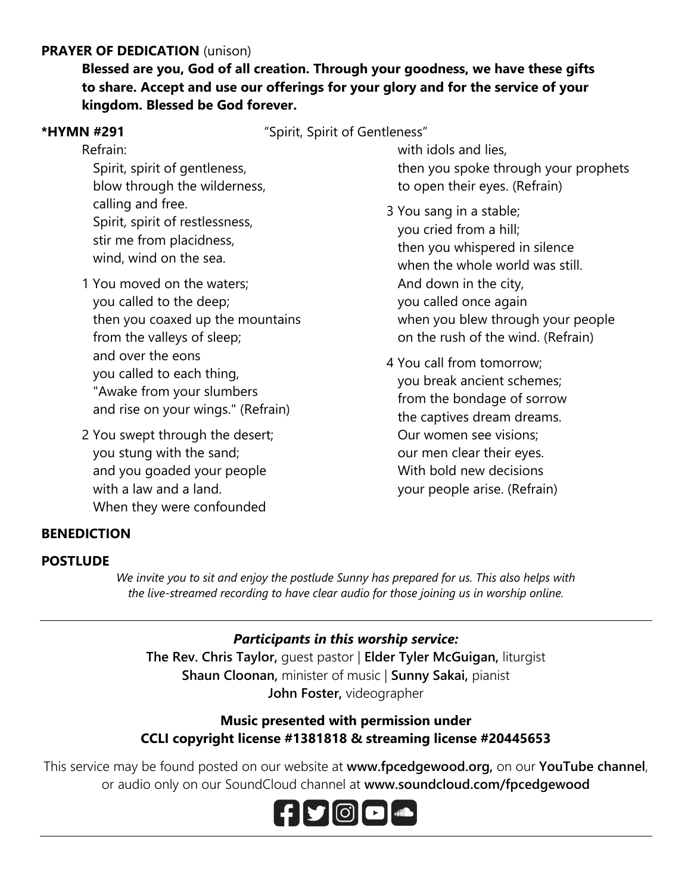**PRAYER OF DEDICATION** (unison)

**Blessed are you, God of all creation. Through your goodness, we have these gifts to share. Accept and use our offerings for your glory and for the service of your kingdom. Blessed be God forever.**

**\*HYMN #291** "Spirit, Spirit of Gentleness"

Refrain:
Spirit, spirit of gentleness,
blow through the wilderness,
calling and free.
Spirit, spirit of restlessness,
stir me from placidness,
wind, wind on the sea.

1 You moved on the waters;
you called to the deep;
then you coaxed up the mountains
from the valleys of sleep;
and over the eons
you called to each thing,
"Awake from your slumbers
and rise on your wings." (Refrain)

2 You swept through the desert;
you stung with the sand;
and you goaded your people
with a law and a land.
When they were confounded
with idols and lies,
then you spoke through your prophets
to open their eyes. (Refrain)

3 You sang in a stable;
you cried from a hill;
then you whispered in silence
when the whole world was still.
And down in the city,
you called once again
when you blew through your people
on the rush of the wind. (Refrain)

4 You call from tomorrow;
you break ancient schemes;
from the bondage of sorrow
the captives dream dreams.
Our women see visions;
our men clear their eyes.
With bold new decisions
your people arise. (Refrain)

**BENEDICTION**

**POSTLUDE**

*We invite you to sit and enjoy the postlude Sunny has prepared for us. This also helps with the live-streamed recording to have clear audio for those joining us in worship online.*

---

***Participants in this worship service:***

**The Rev. Chris Taylor,** guest pastor | **Elder Tyler McGuigan,** liturgist
**Shaun Cloonan,** minister of music | **Sunny Sakai,** pianist
**John Foster,** videographer

**Music presented with permission under CCLI copyright license #1381818 & streaming license #20445653**

This service may be found posted on our website at **www.fpcedgewood.org,** on our **YouTube channel**, or audio only on our SoundCloud channel at **www.soundcloud.com/fpcedgewood**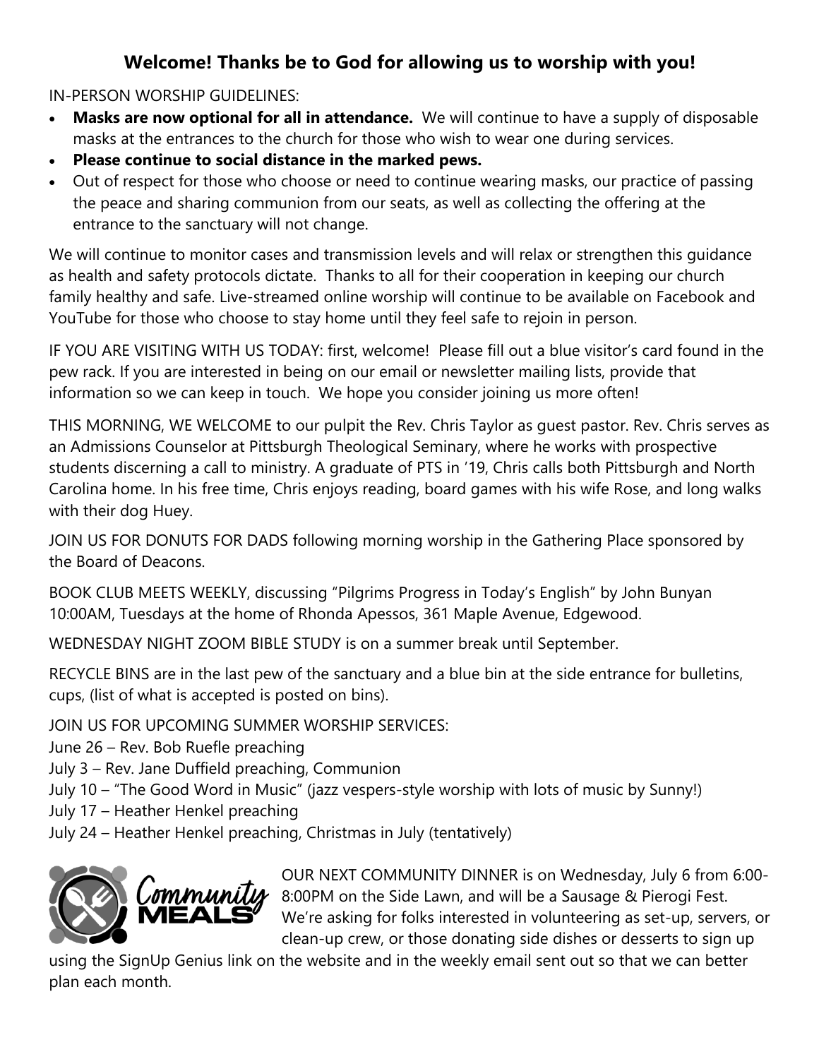## **Welcome! Thanks be to God for allowing us to worship with you!**

IN-PERSON WORSHIP GUIDELINES:

- **Masks are now optional for all in attendance.** We will continue to have a supply of disposable masks at the entrances to the church for those who wish to wear one during services.
- **Please continue to social distance in the marked pews.**
- Out of respect for those who choose or need to continue wearing masks, our practice of passing the peace and sharing communion from our seats, as well as collecting the offering at the entrance to the sanctuary will not change.

We will continue to monitor cases and transmission levels and will relax or strengthen this guidance as health and safety protocols dictate. Thanks to all for their cooperation in keeping our church family healthy and safe. Live-streamed online worship will continue to be available on Facebook and YouTube for those who choose to stay home until they feel safe to rejoin in person.

IF YOU ARE VISITING WITH US TODAY: first, welcome! Please fill out a blue visitor's card found in the pew rack. If you are interested in being on our email or newsletter mailing lists, provide that information so we can keep in touch. We hope you consider joining us more often!

THIS MORNING, WE WELCOME to our pulpit the Rev. Chris Taylor as guest pastor. Rev. Chris serves as an Admissions Counselor at Pittsburgh Theological Seminary, where he works with prospective students discerning a call to ministry. A graduate of PTS in '19, Chris calls both Pittsburgh and North Carolina home. In his free time, Chris enjoys reading, board games with his wife Rose, and long walks with their dog Huey.

JOIN US FOR DONUTS FOR DADS following morning worship in the Gathering Place sponsored by the Board of Deacons.

BOOK CLUB MEETS WEEKLY, discussing "Pilgrims Progress in Today's English" by John Bunyan 10:00AM, Tuesdays at the home of Rhonda Apessos, 361 Maple Avenue, Edgewood.

WEDNESDAY NIGHT ZOOM BIBLE STUDY is on a summer break until September.

RECYCLE BINS are in the last pew of the sanctuary and a blue bin at the side entrance for bulletins, cups, (list of what is accepted is posted on bins).

JOIN US FOR UPCOMING SUMMER WORSHIP SERVICES:
June 26 – Rev. Bob Ruefle preaching
July 3 – Rev. Jane Duffield preaching, Communion
July 10 – "The Good Word in Music" (jazz vespers-style worship with lots of music by Sunny!)
July 17 – Heather Henkel preaching
July 24 – Heather Henkel preaching, Christmas in July (tentatively)

Community MEALS

OUR NEXT COMMUNITY DINNER is on Wednesday, July 6 from 6:00-8:00PM on the Side Lawn, and will be a Sausage & Pierogi Fest. We're asking for folks interested in volunteering as set-up, servers, or clean-up crew, or those donating side dishes or desserts to sign up using the SignUp Genius link on the website and in the weekly email sent out so that we can better plan each month.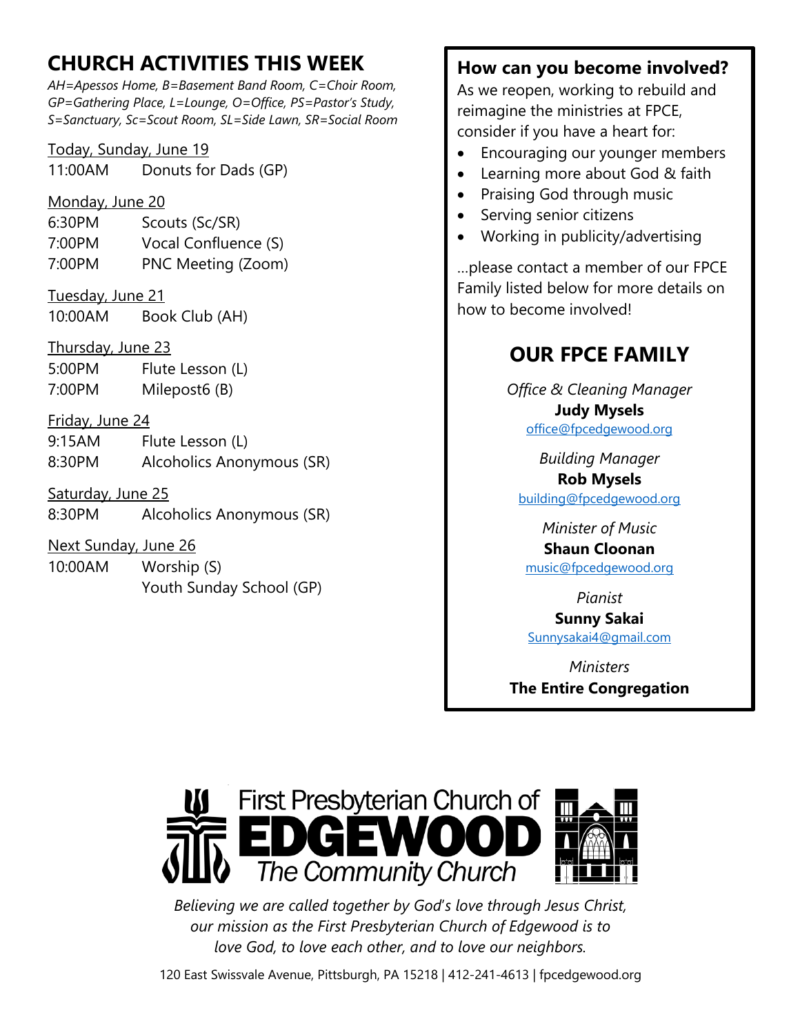## CHURCH ACTIVITIES THIS WEEK

*AH=Apessos Home, B=Basement Band Room, C=Choir Room, GP=Gathering Place, L=Lounge, O=Office, PS=Pastor's Study, S=Sanctuary, Sc=Scout Room, SL=Side Lawn, SR=Social Room*

Today, Sunday, June 19
11:00AM Donuts for Dads (GP)

Monday, June 20
6:30PM Scouts (Sc/SR)
7:00PM Vocal Confluence (S)
7:00PM PNC Meeting (Zoom)

Tuesday, June 21
10:00AM Book Club (AH)

Thursday, June 23
5:00PM Flute Lesson (L)
7:00PM Milepost6 (B)

Friday, June 24
9:15AM Flute Lesson (L)
8:30PM Alcoholics Anonymous (SR)

Saturday, June 25
8:30PM Alcoholics Anonymous (SR)

Next Sunday, June 26
10:00AM Worship (S)
Youth Sunday School (GP)

### How can you become involved?

As we reopen, working to rebuild and reimagine the ministries at FPCE, consider if you have a heart for:

- Encouraging our younger members
- Learning more about God & faith
- Praising God through music
- Serving senior citizens
- Working in publicity/advertising

...please contact a member of our FPCE Family listed below for more details on how to become involved!

## OUR FPCE FAMILY

*Office & Cleaning Manager*
**Judy Mysels**
office@fpcedgewood.org

*Building Manager*
**Rob Mysels**
building@fpcedgewood.org

*Minister of Music*
**Shaun Cloonan**
music@fpcedgewood.org

*Pianist*
**Sunny Sakai**
Sunnysakai4@gmail.com

*Ministers*
**The Entire Congregation**

First Presbyterian Church of
**EDGEWOOD**
*The Community Church*

*Believing we are called together by God's love through Jesus Christ, our mission as the First Presbyterian Church of Edgewood is to love God, to love each other, and to love our neighbors.*

120 East Swissvale Avenue, Pittsburgh, PA 15218 | 412-241-4613 | fpcedgewood.org